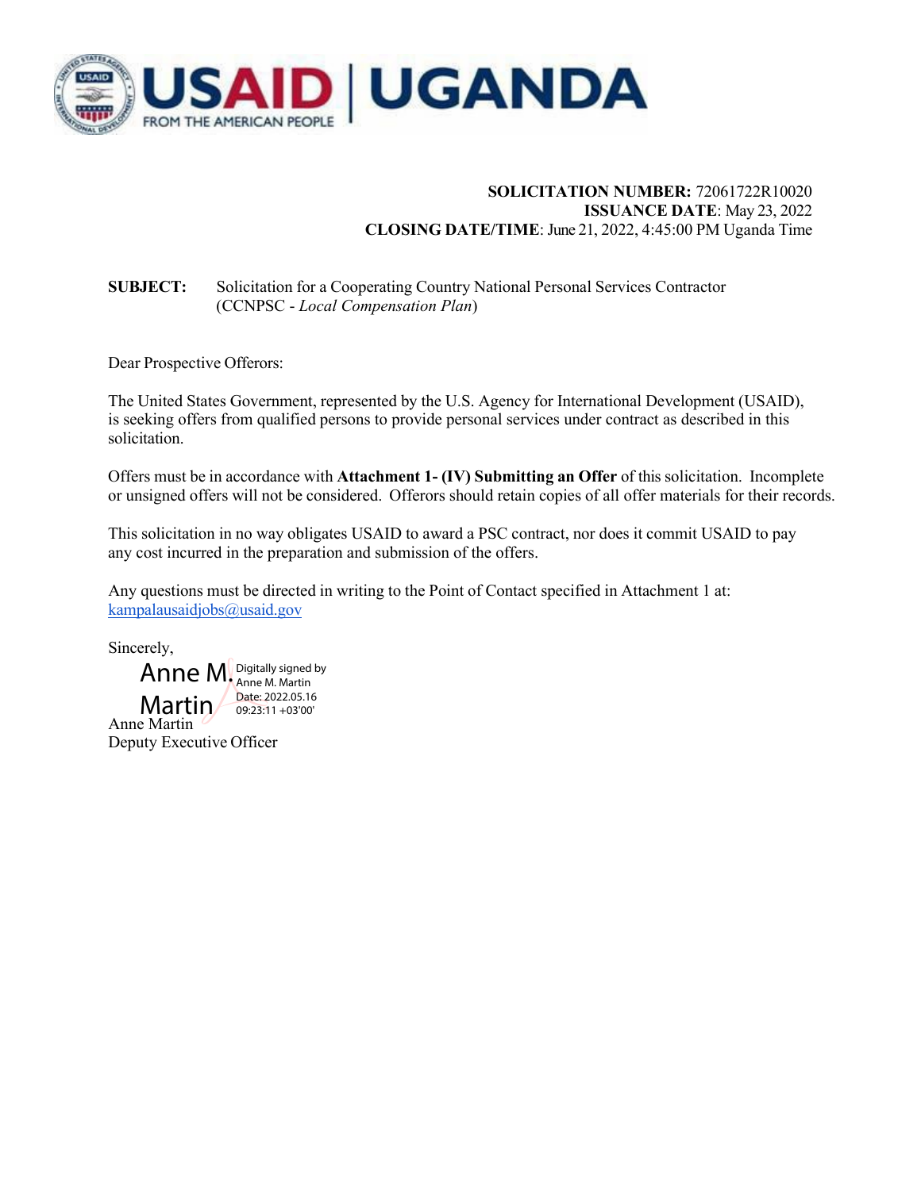USAID | UGANDA
FROM THE AMERICAN PEOPLE

**SOLICITATION NUMBER:** 72061722R10020
**ISSUANCE DATE**: May 23, 2022
**CLOSING DATE/TIME**: June 21, 2022, 4:45:00 PM Uganda Time

**SUBJECT:** Solicitation for a Cooperating Country National Personal Services Contractor (CCNPSC - *Local Compensation Plan*)

Dear Prospective Offerors:

The United States Government, represented by the U.S. Agency for International Development (USAID), is seeking offers from qualified persons to provide personal services under contract as described in this solicitation.

Offers must be in accordance with **Attachment 1- (IV) Submitting an Offer** of this solicitation. Incomplete or unsigned offers will not be considered. Offerors should retain copies of all offer materials for their records.

This solicitation in no way obligates USAID to award a PSC contract, nor does it commit USAID to pay any cost incurred in the preparation and submission of the offers.

Any questions must be directed in writing to the Point of Contact specified in Attachment 1 at: kampalausaidjobs@usaid.gov

Sincerely,

Anne M. Martin
Digitally signed by Anne M. Martin
Date: 2022.05.16 09:23:11 +03'00'

Anne Martin
Deputy Executive Officer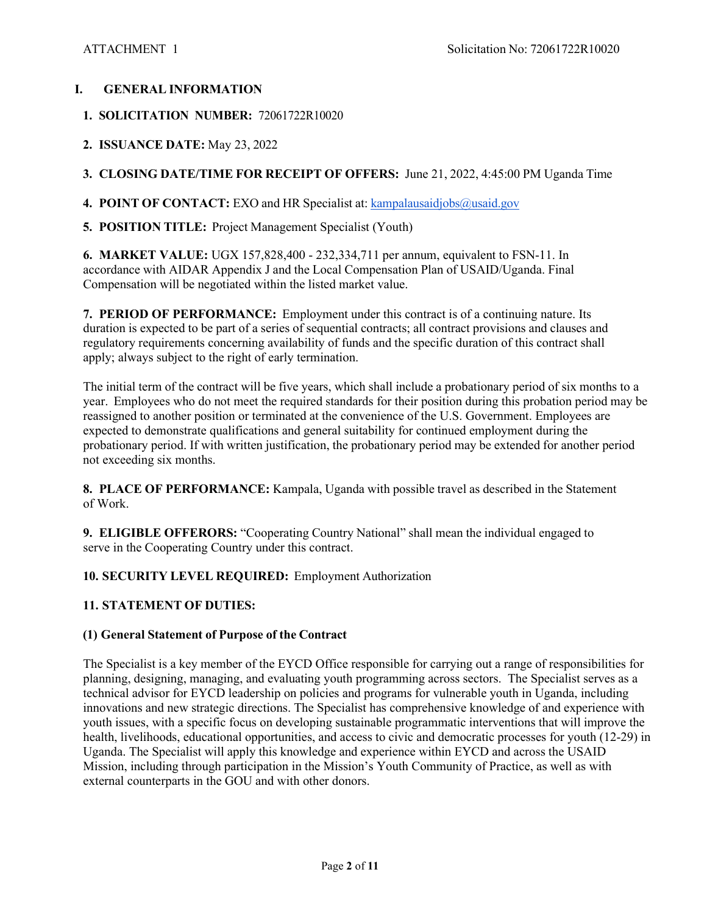## I. GENERAL INFORMATION

**1. SOLICITATION NUMBER:** 72061722R10020

**2. ISSUANCE DATE:** May 23, 2022

**3. CLOSING DATE/TIME FOR RECEIPT OF OFFERS:** June 21, 2022, 4:45:00 PM Uganda Time

**4. POINT OF CONTACT:** EXO and HR Specialist at: kampalausaidjobs@usaid.gov

**5. POSITION TITLE:** Project Management Specialist (Youth)

**6. MARKET VALUE:** UGX 157,828,400 - 232,334,711 per annum, equivalent to FSN-11. In accordance with AIDAR Appendix J and the Local Compensation Plan of USAID/Uganda. Final Compensation will be negotiated within the listed market value.

**7. PERIOD OF PERFORMANCE:** Employment under this contract is of a continuing nature. Its duration is expected to be part of a series of sequential contracts; all contract provisions and clauses and regulatory requirements concerning availability of funds and the specific duration of this contract shall apply; always subject to the right of early termination.

The initial term of the contract will be five years, which shall include a probationary period of six months to a year. Employees who do not meet the required standards for their position during this probation period may be reassigned to another position or terminated at the convenience of the U.S. Government. Employees are expected to demonstrate qualifications and general suitability for continued employment during the probationary period. If with written justification, the probationary period may be extended for another period not exceeding six months.

**8. PLACE OF PERFORMANCE:** Kampala, Uganda with possible travel as described in the Statement of Work.

**9. ELIGIBLE OFFERORS:** "Cooperating Country National" shall mean the individual engaged to serve in the Cooperating Country under this contract.

**10. SECURITY LEVEL REQUIRED:** Employment Authorization

**11. STATEMENT OF DUTIES:**

**(1) General Statement of Purpose of the Contract**

The Specialist is a key member of the EYCD Office responsible for carrying out a range of responsibilities for planning, designing, managing, and evaluating youth programming across sectors. The Specialist serves as a technical advisor for EYCD leadership on policies and programs for vulnerable youth in Uganda, including innovations and new strategic directions. The Specialist has comprehensive knowledge of and experience with youth issues, with a specific focus on developing sustainable programmatic interventions that will improve the health, livelihoods, educational opportunities, and access to civic and democratic processes for youth (12-29) in Uganda. The Specialist will apply this knowledge and experience within EYCD and across the USAID Mission, including through participation in the Mission's Youth Community of Practice, as well as with external counterparts in the GOU and with other donors.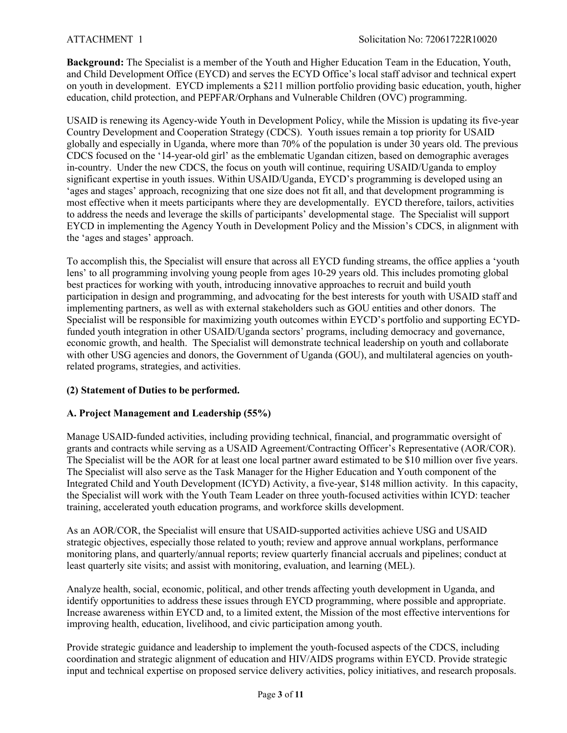**Background:** The Specialist is a member of the Youth and Higher Education Team in the Education, Youth, and Child Development Office (EYCD) and serves the ECYD Office's local staff advisor and technical expert on youth in development. EYCD implements a $211 million portfolio providing basic education, youth, higher education, child protection, and PEPFAR/Orphans and Vulnerable Children (OVC) programming.

USAID is renewing its Agency-wide Youth in Development Policy, while the Mission is updating its five-year Country Development and Cooperation Strategy (CDCS). Youth issues remain a top priority for USAID globally and especially in Uganda, where more than 70% of the population is under 30 years old. The previous CDCS focused on the '14-year-old girl' as the emblematic Ugandan citizen, based on demographic averages in-country. Under the new CDCS, the focus on youth will continue, requiring USAID/Uganda to employ significant expertise in youth issues. Within USAID/Uganda, EYCD's programming is developed using an 'ages and stages' approach, recognizing that one size does not fit all, and that development programming is most effective when it meets participants where they are developmentally. EYCD therefore, tailors, activities to address the needs and leverage the skills of participants' developmental stage. The Specialist will support EYCD in implementing the Agency Youth in Development Policy and the Mission's CDCS, in alignment with the 'ages and stages' approach.

To accomplish this, the Specialist will ensure that across all EYCD funding streams, the office applies a 'youth lens' to all programming involving young people from ages 10-29 years old. This includes promoting global best practices for working with youth, introducing innovative approaches to recruit and build youth participation in design and programming, and advocating for the best interests for youth with USAID staff and implementing partners, as well as with external stakeholders such as GOU entities and other donors. The Specialist will be responsible for maximizing youth outcomes within EYCD's portfolio and supporting ECYD-funded youth integration in other USAID/Uganda sectors' programs, including democracy and governance, economic growth, and health. The Specialist will demonstrate technical leadership on youth and collaborate with other USG agencies and donors, the Government of Uganda (GOU), and multilateral agencies on youth-related programs, strategies, and activities.

**(2) Statement of Duties to be performed.**

**A. Project Management and Leadership (55%)**

Manage USAID-funded activities, including providing technical, financial, and programmatic oversight of grants and contracts while serving as a USAID Agreement/Contracting Officer's Representative (AOR/COR). The Specialist will be the AOR for at least one local partner award estimated to be $10 million over five years. The Specialist will also serve as the Task Manager for the Higher Education and Youth component of the Integrated Child and Youth Development (ICYD) Activity, a five-year, $148 million activity. In this capacity, the Specialist will work with the Youth Team Leader on three youth-focused activities within ICYD: teacher training, accelerated youth education programs, and workforce skills development.

As an AOR/COR, the Specialist will ensure that USAID-supported activities achieve USG and USAID strategic objectives, especially those related to youth; review and approve annual workplans, performance monitoring plans, and quarterly/annual reports; review quarterly financial accruals and pipelines; conduct at least quarterly site visits; and assist with monitoring, evaluation, and learning (MEL).

Analyze health, social, economic, political, and other trends affecting youth development in Uganda, and identify opportunities to address these issues through EYCD programming, where possible and appropriate. Increase awareness within EYCD and, to a limited extent, the Mission of the most effective interventions for improving health, education, livelihood, and civic participation among youth.

Provide strategic guidance and leadership to implement the youth-focused aspects of the CDCS, including coordination and strategic alignment of education and HIV/AIDS programs within EYCD. Provide strategic input and technical expertise on proposed service delivery activities, policy initiatives, and research proposals.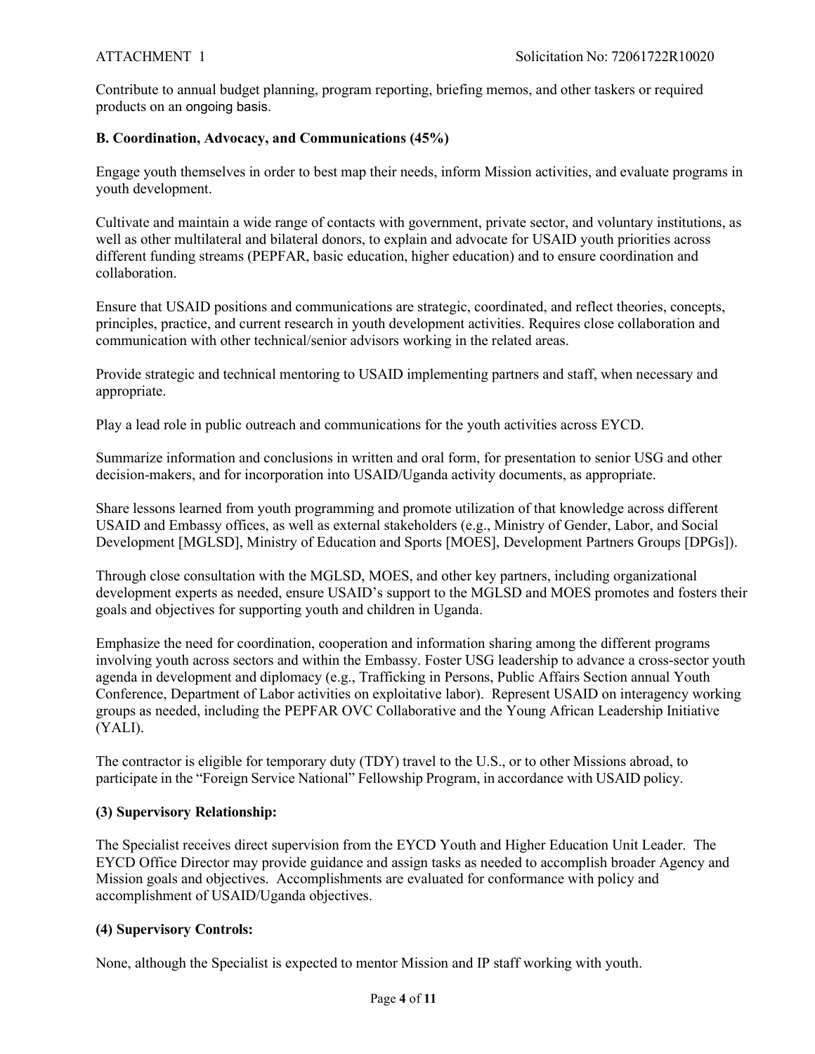Contribute to annual budget planning, program reporting, briefing memos, and other taskers or required products on an ongoing basis.

**B. Coordination, Advocacy, and Communications (45%)**

Engage youth themselves in order to best map their needs, inform Mission activities, and evaluate programs in youth development.

Cultivate and maintain a wide range of contacts with government, private sector, and voluntary institutions, as well as other multilateral and bilateral donors, to explain and advocate for USAID youth priorities across different funding streams (PEPFAR, basic education, higher education) and to ensure coordination and collaboration.

Ensure that USAID positions and communications are strategic, coordinated, and reflect theories, concepts, principles, practice, and current research in youth development activities. Requires close collaboration and communication with other technical/senior advisors working in the related areas.

Provide strategic and technical mentoring to USAID implementing partners and staff, when necessary and appropriate.

Play a lead role in public outreach and communications for the youth activities across EYCD.

Summarize information and conclusions in written and oral form, for presentation to senior USG and other decision-makers, and for incorporation into USAID/Uganda activity documents, as appropriate.

Share lessons learned from youth programming and promote utilization of that knowledge across different USAID and Embassy offices, as well as external stakeholders (e.g., Ministry of Gender, Labor, and Social Development [MGLSD], Ministry of Education and Sports [MOES], Development Partners Groups [DPGs]).

Through close consultation with the MGLSD, MOES, and other key partners, including organizational development experts as needed, ensure USAID's support to the MGLSD and MOES promotes and fosters their goals and objectives for supporting youth and children in Uganda.

Emphasize the need for coordination, cooperation and information sharing among the different programs involving youth across sectors and within the Embassy. Foster USG leadership to advance a cross-sector youth agenda in development and diplomacy (e.g., Trafficking in Persons, Public Affairs Section annual Youth Conference, Department of Labor activities on exploitative labor). Represent USAID on interagency working groups as needed, including the PEPFAR OVC Collaborative and the Young African Leadership Initiative (YALI).

The contractor is eligible for temporary duty (TDY) travel to the U.S., or to other Missions abroad, to participate in the "Foreign Service National" Fellowship Program, in accordance with USAID policy.

**(3) Supervisory Relationship:**

The Specialist receives direct supervision from the EYCD Youth and Higher Education Unit Leader. The EYCD Office Director may provide guidance and assign tasks as needed to accomplish broader Agency and Mission goals and objectives. Accomplishments are evaluated for conformance with policy and accomplishment of USAID/Uganda objectives.

**(4) Supervisory Controls:**

None, although the Specialist is expected to mentor Mission and IP staff working with youth.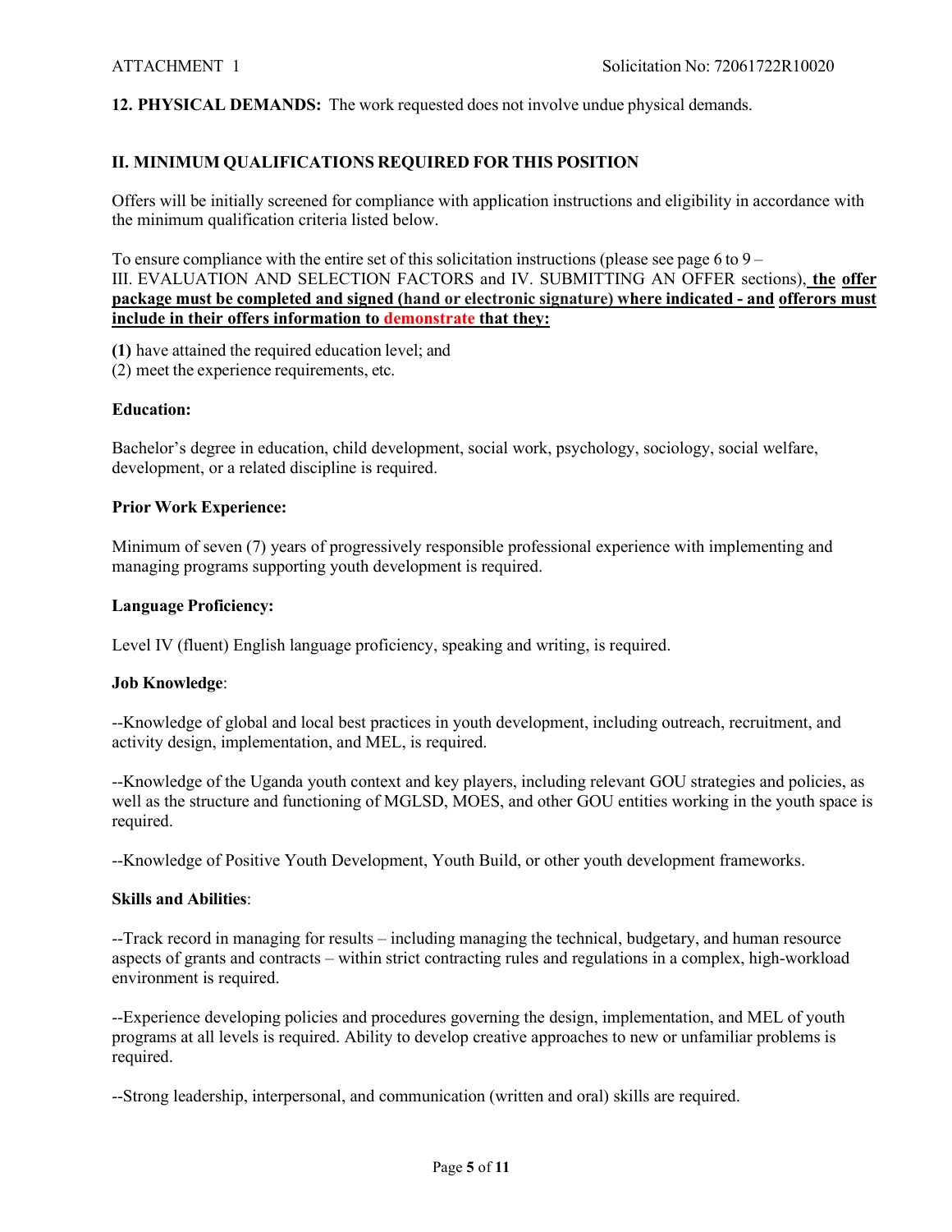**12. PHYSICAL DEMANDS:** The work requested does not involve undue physical demands.

## II. MINIMUM QUALIFICATIONS REQUIRED FOR THIS POSITION

Offers will be initially screened for compliance with application instructions and eligibility in accordance with the minimum qualification criteria listed below.

To ensure compliance with the entire set of this solicitation instructions (please see page 6 to 9 – III. EVALUATION AND SELECTION FACTORS and IV. SUBMITTING AN OFFER sections), **the offer package must be completed and signed (hand or electronic signature) where indicated - and offerors must include in their offers information to demonstrate that they:**

**(1)** have attained the required education level; and
(2) meet the experience requirements, etc.

**Education:**

Bachelor's degree in education, child development, social work, psychology, sociology, social welfare, development, or a related discipline is required.

**Prior Work Experience:**

Minimum of seven (7) years of progressively responsible professional experience with implementing and managing programs supporting youth development is required.

**Language Proficiency:**

Level IV (fluent) English language proficiency, speaking and writing, is required.

**Job Knowledge**:

--Knowledge of global and local best practices in youth development, including outreach, recruitment, and activity design, implementation, and MEL, is required.

--Knowledge of the Uganda youth context and key players, including relevant GOU strategies and policies, as well as the structure and functioning of MGLSD, MOES, and other GOU entities working in the youth space is required.

--Knowledge of Positive Youth Development, Youth Build, or other youth development frameworks.

**Skills and Abilities**:

--Track record in managing for results – including managing the technical, budgetary, and human resource aspects of grants and contracts – within strict contracting rules and regulations in a complex, high-workload environment is required.

--Experience developing policies and procedures governing the design, implementation, and MEL of youth programs at all levels is required. Ability to develop creative approaches to new or unfamiliar problems is required.

--Strong leadership, interpersonal, and communication (written and oral) skills are required.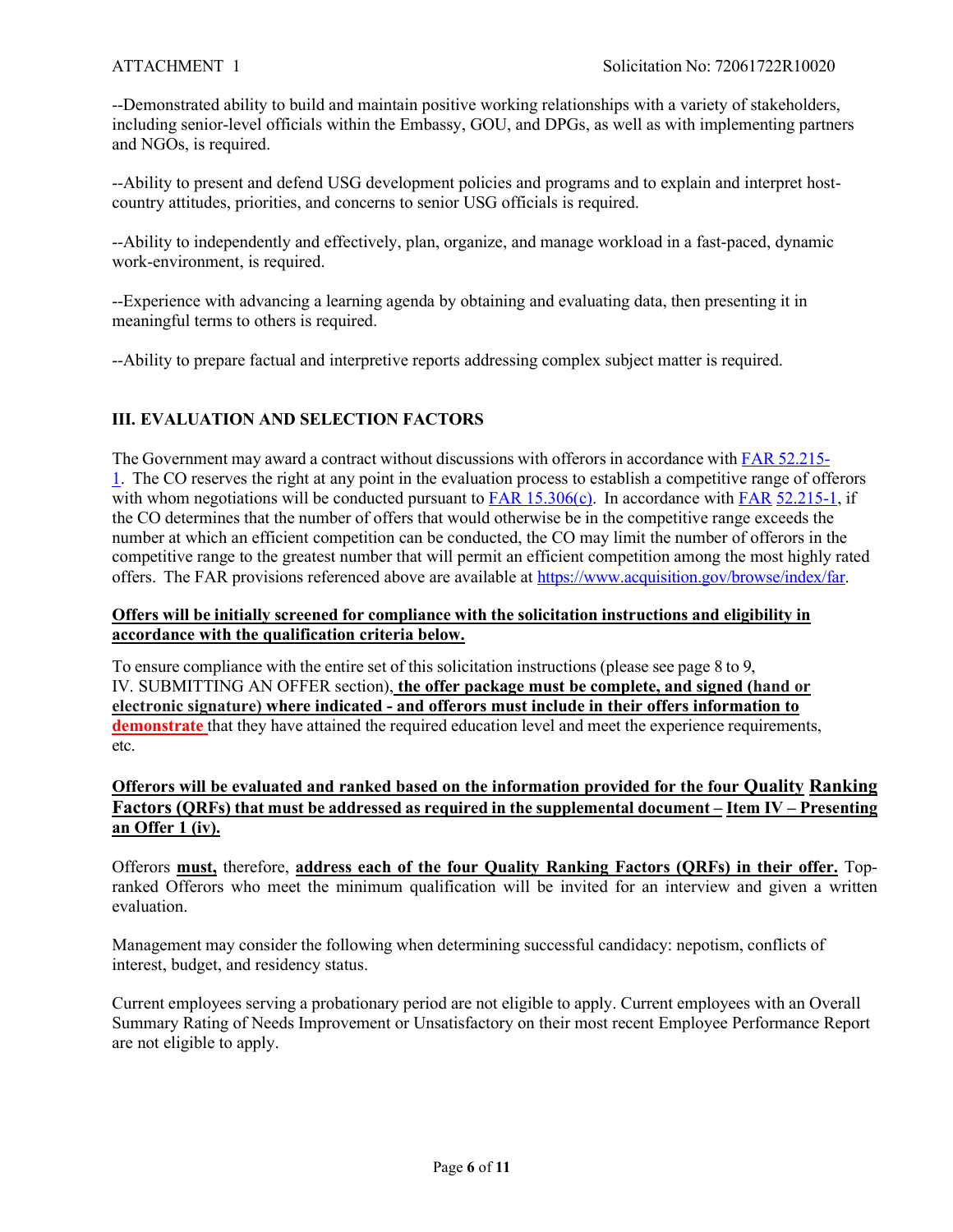--Demonstrated ability to build and maintain positive working relationships with a variety of stakeholders, including senior-level officials within the Embassy, GOU, and DPGs, as well as with implementing partners and NGOs, is required.

--Ability to present and defend USG development policies and programs and to explain and interpret host-country attitudes, priorities, and concerns to senior USG officials is required.

--Ability to independently and effectively, plan, organize, and manage workload in a fast-paced, dynamic work-environment, is required.

--Experience with advancing a learning agenda by obtaining and evaluating data, then presenting it in meaningful terms to others is required.

--Ability to prepare factual and interpretive reports addressing complex subject matter is required.

## III. EVALUATION AND SELECTION FACTORS

The Government may award a contract without discussions with offerors in accordance with [FAR 52.215-1](https://www.acquisition.gov/browse/index/far). The CO reserves the right at any point in the evaluation process to establish a competitive range of offerors with whom negotiations will be conducted pursuant to [FAR 15.306(c)](https://www.acquisition.gov/browse/index/far). In accordance with [FAR 52.215-1](https://www.acquisition.gov/browse/index/far), if the CO determines that the number of offers that would otherwise be in the competitive range exceeds the number at which an efficient competition can be conducted, the CO may limit the number of offerors in the competitive range to the greatest number that will permit an efficient competition among the most highly rated offers. The FAR provisions referenced above are available at https://www.acquisition.gov/browse/index/far.

**Offers will be initially screened for compliance with the solicitation instructions and eligibility in accordance with the qualification criteria below.**

To ensure compliance with the entire set of this solicitation instructions (please see page 8 to 9, IV. SUBMITTING AN OFFER section), **the offer package must be complete, and signed (hand or electronic signature) where indicated - and offerors must include in their offers information to demonstrate** that they have attained the required education level and meet the experience requirements, etc.

**Offerors will be evaluated and ranked based on the information provided for the four Quality Ranking Factors (QRFs) that must be addressed as required in the supplemental document – Item IV – Presenting an Offer 1 (iv).**

Offerors **must,** therefore, **address each of the four Quality Ranking Factors (QRFs) in their offer.** Top-ranked Offerors who meet the minimum qualification will be invited for an interview and given a written evaluation.

Management may consider the following when determining successful candidacy: nepotism, conflicts of interest, budget, and residency status.

Current employees serving a probationary period are not eligible to apply. Current employees with an Overall Summary Rating of Needs Improvement or Unsatisfactory on their most recent Employee Performance Report are not eligible to apply.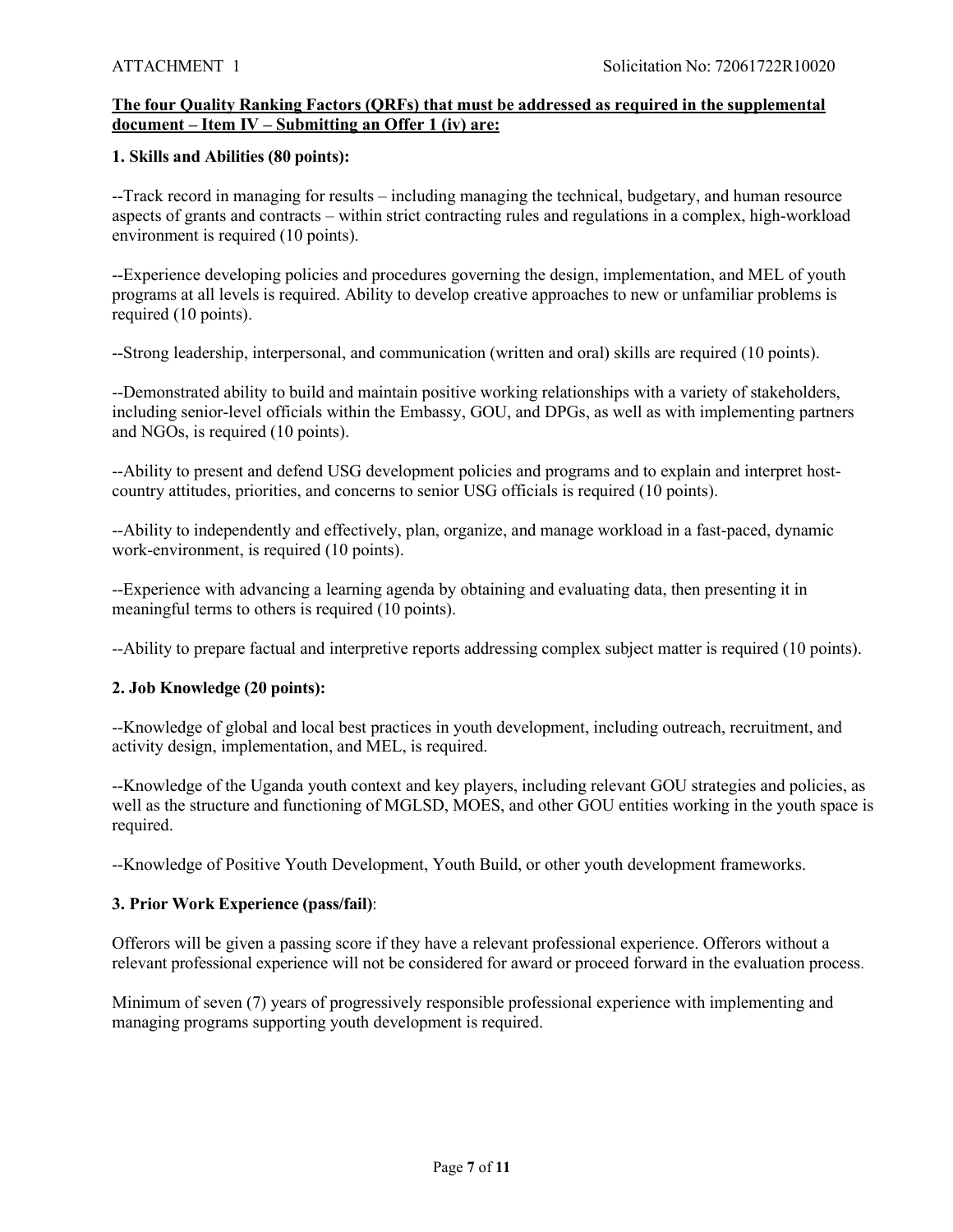**The four Quality Ranking Factors (QRFs) that must be addressed as required in the supplemental document – Item IV – Submitting an Offer 1 (iv) are:**

**1. Skills and Abilities (80 points):**

--Track record in managing for results – including managing the technical, budgetary, and human resource aspects of grants and contracts – within strict contracting rules and regulations in a complex, high-workload environment is required (10 points).

--Experience developing policies and procedures governing the design, implementation, and MEL of youth programs at all levels is required. Ability to develop creative approaches to new or unfamiliar problems is required (10 points).

--Strong leadership, interpersonal, and communication (written and oral) skills are required (10 points).

--Demonstrated ability to build and maintain positive working relationships with a variety of stakeholders, including senior-level officials within the Embassy, GOU, and DPGs, as well as with implementing partners and NGOs, is required (10 points).

--Ability to present and defend USG development policies and programs and to explain and interpret host-country attitudes, priorities, and concerns to senior USG officials is required (10 points).

--Ability to independently and effectively, plan, organize, and manage workload in a fast-paced, dynamic work-environment, is required (10 points).

--Experience with advancing a learning agenda by obtaining and evaluating data, then presenting it in meaningful terms to others is required (10 points).

--Ability to prepare factual and interpretive reports addressing complex subject matter is required (10 points).

**2. Job Knowledge (20 points):**

--Knowledge of global and local best practices in youth development, including outreach, recruitment, and activity design, implementation, and MEL, is required.

--Knowledge of the Uganda youth context and key players, including relevant GOU strategies and policies, as well as the structure and functioning of MGLSD, MOES, and other GOU entities working in the youth space is required.

--Knowledge of Positive Youth Development, Youth Build, or other youth development frameworks.

**3. Prior Work Experience (pass/fail)**:

Offerors will be given a passing score if they have a relevant professional experience. Offerors without a relevant professional experience will not be considered for award or proceed forward in the evaluation process.

Minimum of seven (7) years of progressively responsible professional experience with implementing and managing programs supporting youth development is required.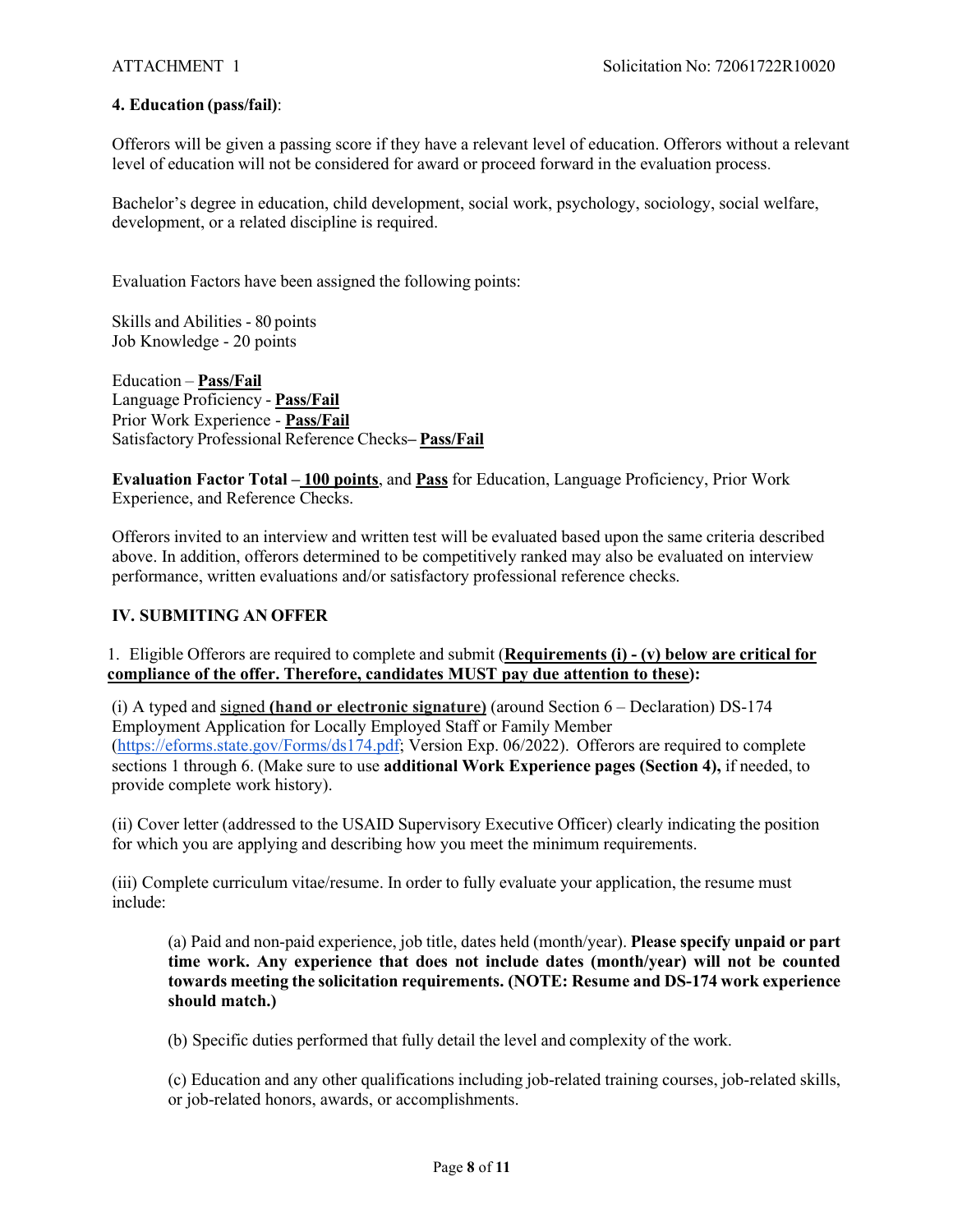**4. Education (pass/fail)**:

Offerors will be given a passing score if they have a relevant level of education. Offerors without a relevant level of education will not be considered for award or proceed forward in the evaluation process.

Bachelor's degree in education, child development, social work, psychology, sociology, social welfare, development, or a related discipline is required.

Evaluation Factors have been assigned the following points:

Skills and Abilities - 80 points
Job Knowledge - 20 points

Education – **Pass/Fail**
Language Proficiency - **Pass/Fail**
Prior Work Experience - **Pass/Fail**
Satisfactory Professional Reference Checks– **Pass/Fail**

**Evaluation Factor Total – 100 points**, and **Pass** for Education, Language Proficiency, Prior Work Experience, and Reference Checks.

Offerors invited to an interview and written test will be evaluated based upon the same criteria described above. In addition, offerors determined to be competitively ranked may also be evaluated on interview performance, written evaluations and/or satisfactory professional reference checks.

## IV. SUBMITING AN OFFER

1. Eligible Offerors are required to complete and submit (**Requirements (i) - (v) below are critical for compliance of the offer. Therefore, candidates MUST pay due attention to these**):

(i) A typed and signed **(hand or electronic signature)** (around Section 6 – Declaration) DS-174 Employment Application for Locally Employed Staff or Family Member (https://eforms.state.gov/Forms/ds174.pdf; Version Exp. 06/2022). Offerors are required to complete sections 1 through 6. (Make sure to use **additional Work Experience pages (Section 4),** if needed, to provide complete work history).

(ii) Cover letter (addressed to the USAID Supervisory Executive Officer) clearly indicating the position for which you are applying and describing how you meet the minimum requirements.

(iii) Complete curriculum vitae/resume. In order to fully evaluate your application, the resume must include:

> (a) Paid and non-paid experience, job title, dates held (month/year). **Please specify unpaid or part time work. Any experience that does not include dates (month/year) will not be counted towards meeting the solicitation requirements. (NOTE: Resume and DS-174 work experience should match.)**
>
> (b) Specific duties performed that fully detail the level and complexity of the work.
>
> (c) Education and any other qualifications including job-related training courses, job-related skills, or job-related honors, awards, or accomplishments.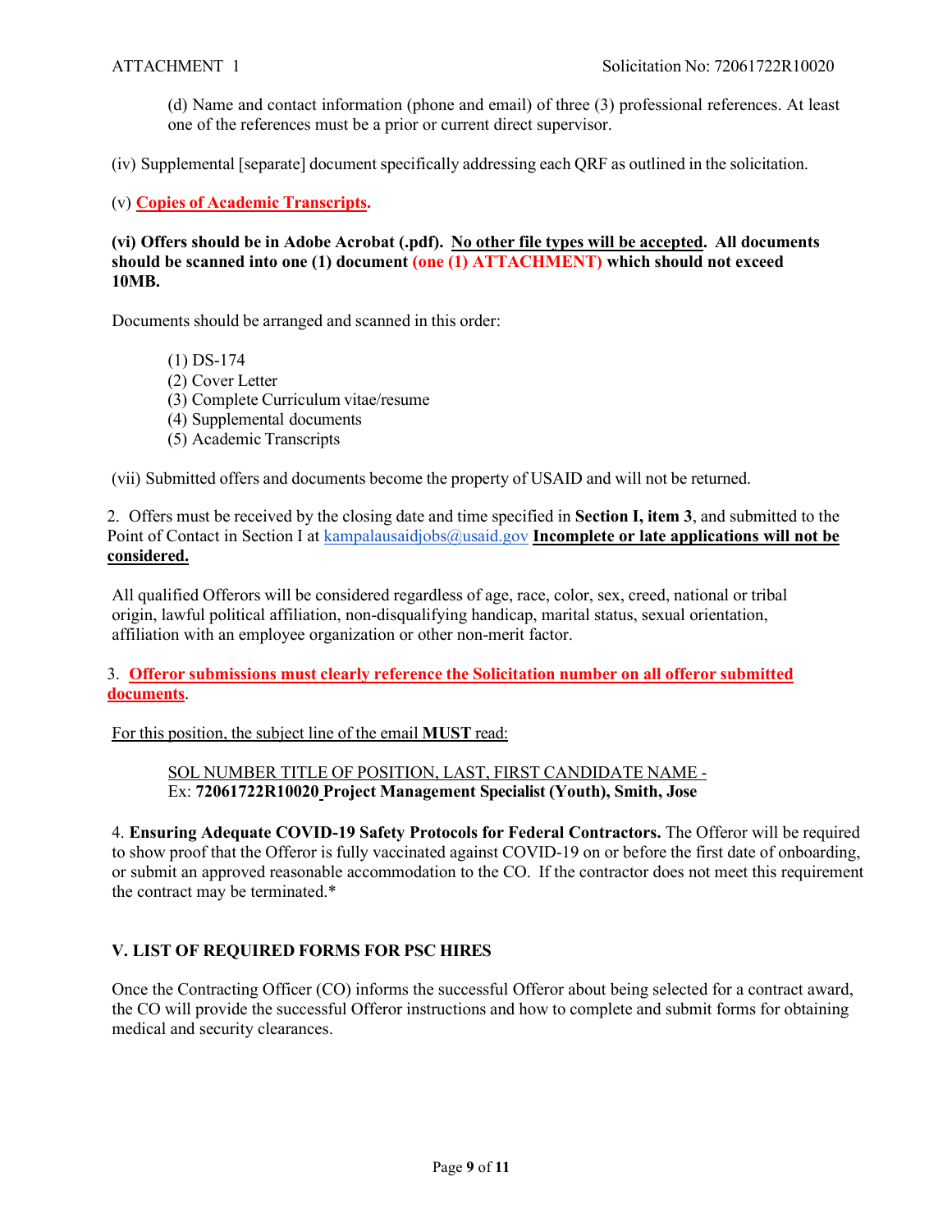(d) Name and contact information (phone and email) of three (3) professional references. At least one of the references must be a prior or current direct supervisor.

(iv) Supplemental [separate] document specifically addressing each QRF as outlined in the solicitation.

(v) **Copies of Academic Transcripts.**

**(vi) Offers should be in Adobe Acrobat (.pdf). No other file types will be accepted. All documents should be scanned into one (1) document (one (1) ATTACHMENT) which should not exceed 10MB.**

Documents should be arranged and scanned in this order:

(1) DS-174
(2) Cover Letter
(3) Complete Curriculum vitae/resume
(4) Supplemental documents
(5) Academic Transcripts

(vii) Submitted offers and documents become the property of USAID and will not be returned.

2. Offers must be received by the closing date and time specified in **Section I, item 3**, and submitted to the Point of Contact in Section I at kampalausaidjobs@usaid.gov **Incomplete or late applications will not be considered.**

All qualified Offerors will be considered regardless of age, race, color, sex, creed, national or tribal origin, lawful political affiliation, non-disqualifying handicap, marital status, sexual orientation, affiliation with an employee organization or other non-merit factor.

3. **Offeror submissions must clearly reference the Solicitation number on all offeror submitted documents**.

For this position, the subject line of the email **MUST** read:

SOL NUMBER TITLE OF POSITION, LAST, FIRST CANDIDATE NAME -
Ex: **72061722R10020 Project Management Specialist (Youth), Smith, Jose**

4. **Ensuring Adequate COVID-19 Safety Protocols for Federal Contractors.** The Offeror will be required to show proof that the Offeror is fully vaccinated against COVID-19 on or before the first date of onboarding, or submit an approved reasonable accommodation to the CO. If the contractor does not meet this requirement the contract may be terminated.*

## V. LIST OF REQUIRED FORMS FOR PSC HIRES

Once the Contracting Officer (CO) informs the successful Offeror about being selected for a contract award, the CO will provide the successful Offeror instructions and how to complete and submit forms for obtaining medical and security clearances.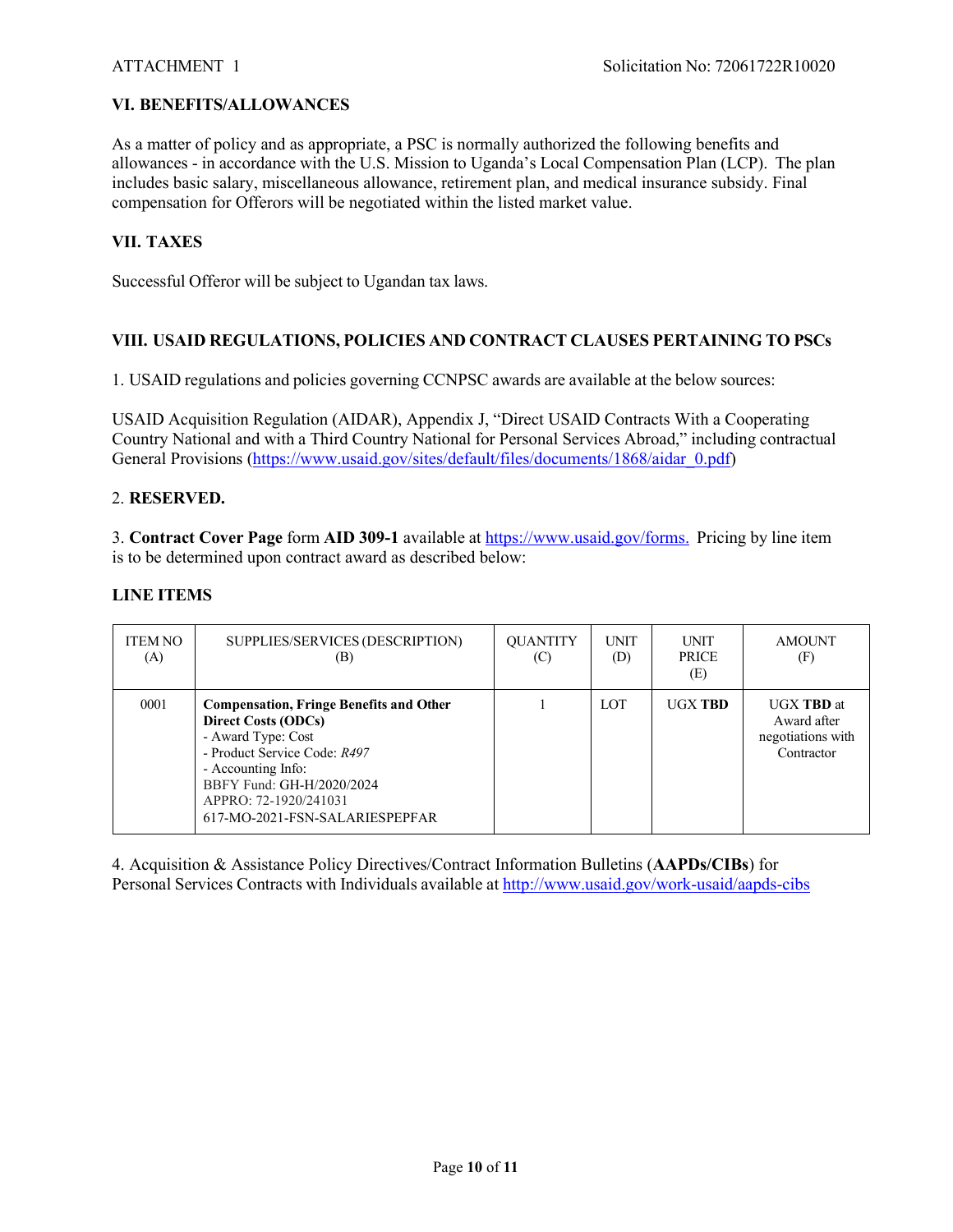ATTACHMENT 1 Solicitation No: 72061722R10020

## VI. BENEFITS/ALLOWANCES

As a matter of policy and as appropriate, a PSC is normally authorized the following benefits and allowances - in accordance with the U.S. Mission to Uganda's Local Compensation Plan (LCP). The plan includes basic salary, miscellaneous allowance, retirement plan, and medical insurance subsidy. Final compensation for Offerors will be negotiated within the listed market value.

## VII. TAXES

Successful Offeror will be subject to Ugandan tax laws.

## VIII. USAID REGULATIONS, POLICIES AND CONTRACT CLAUSES PERTAINING TO PSCs

1. USAID regulations and policies governing CCNPSC awards are available at the below sources:

USAID Acquisition Regulation (AIDAR), Appendix J, "Direct USAID Contracts With a Cooperating Country National and with a Third Country National for Personal Services Abroad," including contractual General Provisions (https://www.usaid.gov/sites/default/files/documents/1868/aidar_0.pdf)

2. **RESERVED.**

3. **Contract Cover Page** form **AID 309-1** available at https://www.usaid.gov/forms. Pricing by line item is to be determined upon contract award as described below:

**LINE ITEMS**

| ITEM NO (A) | SUPPLIES/SERVICES (DESCRIPTION) (B) | QUANTITY (C) | UNIT (D) | UNIT PRICE (E) | AMOUNT (F) |
|---|---|---|---|---|---|
| 0001 | **Compensation, Fringe Benefits and Other Direct Costs (ODCs)**<br>- Award Type: Cost<br>- Product Service Code: *R497*<br>- Accounting Info:<br>BBFY Fund: GH-H/2020/2024<br>APPRO: 72-1920/241031<br>617-MO-2021-FSN-SALARIESPEPFAR | 1 | LOT | UGX **TBD** | UGX **TBD** at Award after negotiations with Contractor |

4. Acquisition & Assistance Policy Directives/Contract Information Bulletins (**AAPDs/CIBs**) for Personal Services Contracts with Individuals available at http://www.usaid.gov/work-usaid/aapds-cibs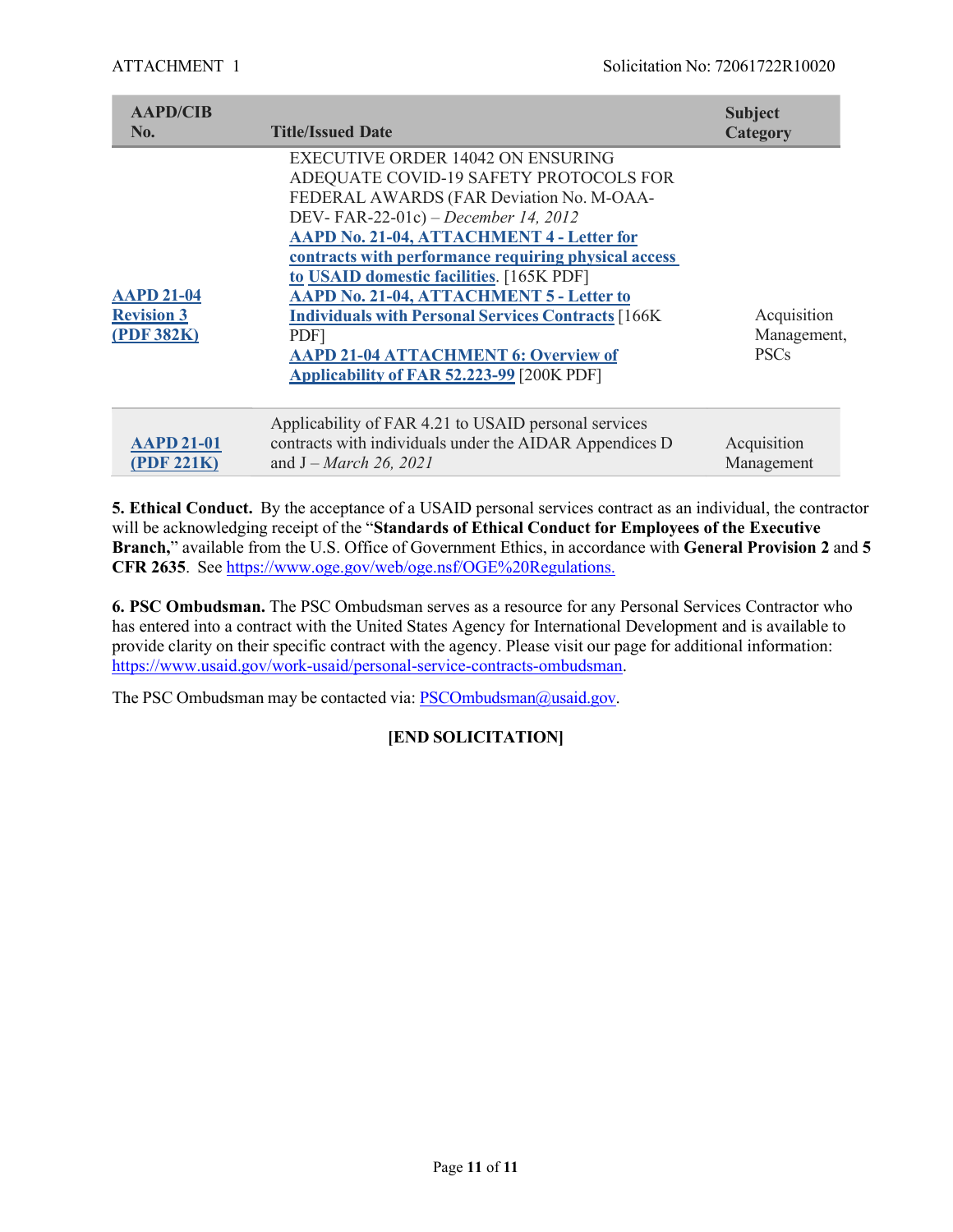| AAPD/CIB No. | Title/Issued Date | Subject Category |
|---|---|---|
| **AAPD 21-04 Revision 3 (PDF 382K)** | EXECUTIVE ORDER 14042 ON ENSURING ADEQUATE COVID-19 SAFETY PROTOCOLS FOR FEDERAL AWARDS (FAR Deviation No. M-OAA-DEV- FAR-22-01c) – *December 14, 2012* **AAPD No. 21-04, ATTACHMENT 4 - Letter for contracts with performance requiring physical access to USAID domestic facilities**. [165K PDF] **AAPD No. 21-04, ATTACHMENT 5 - Letter to Individuals with Personal Services Contracts** [166K PDF] **AAPD 21-04 ATTACHMENT 6: Overview of Applicability of FAR 52.223-99** [200K PDF] | Acquisition Management, PSCs |
| **AAPD 21-01 (PDF 221K)** | Applicability of FAR 4.21 to USAID personal services contracts with individuals under the AIDAR Appendices D and J – *March 26, 2021* | Acquisition Management |

**5. Ethical Conduct.** By the acceptance of a USAID personal services contract as an individual, the contractor will be acknowledging receipt of the "**Standards of Ethical Conduct for Employees of the Executive Branch,**" available from the U.S. Office of Government Ethics, in accordance with **General Provision 2** and **5 CFR 2635**. See https://www.oge.gov/web/oge.nsf/OGE%20Regulations.

**6. PSC Ombudsman.** The PSC Ombudsman serves as a resource for any Personal Services Contractor who has entered into a contract with the United States Agency for International Development and is available to provide clarity on their specific contract with the agency. Please visit our page for additional information: https://www.usaid.gov/work-usaid/personal-service-contracts-ombudsman.

The PSC Ombudsman may be contacted via: PSCOmbudsman@usaid.gov.

**[END SOLICITATION]**